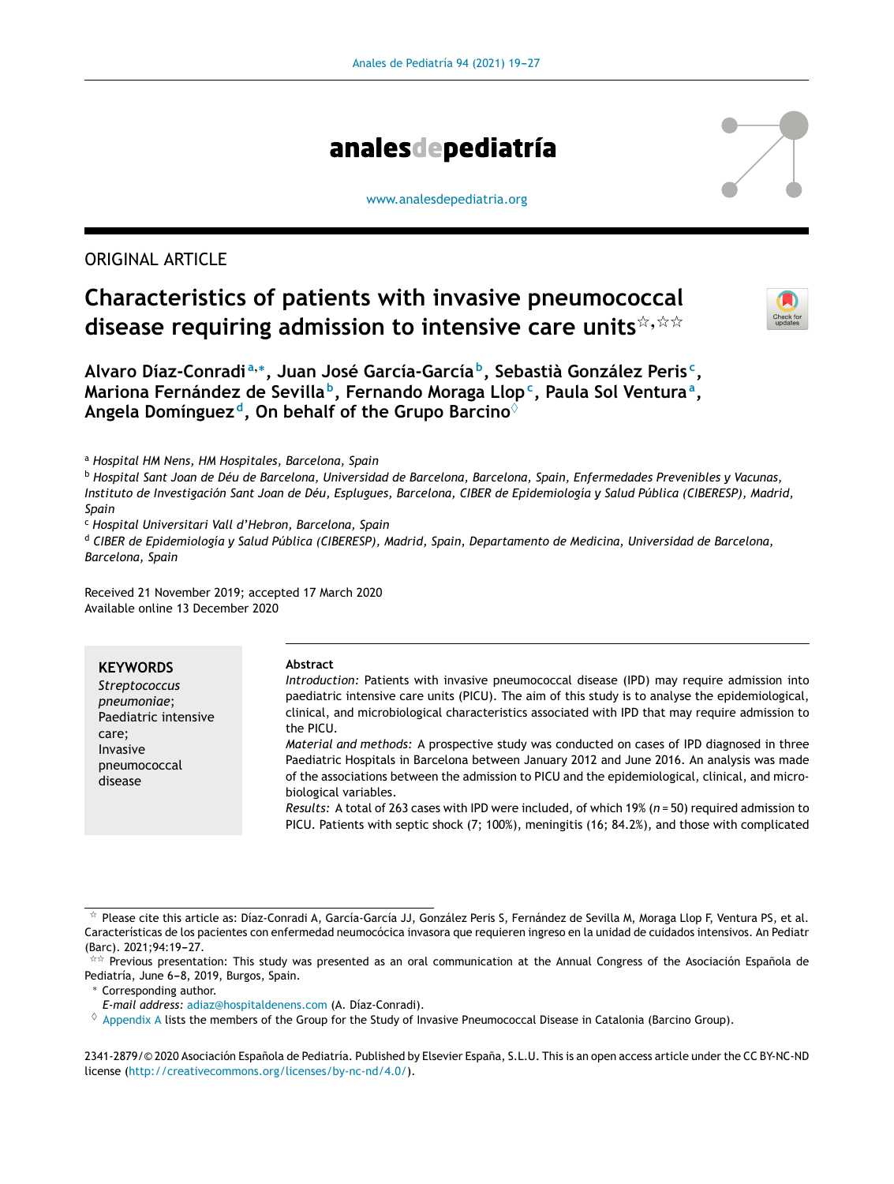ORIGINAL ARTICLE

# Characteristics of patients with invasive pneumococcal disease requiring admission to intensive care units☆,☆☆

**Alvaro Díaz-Conradi[a,*], Juan José García-García[b], Sebastià González Peris[c], Mariona Fernández de Sevilla[b], Fernando Moraga Llop[c], Paula Sol Ventura[a], Angela Domínguez[d], On behalf of the Grupo Barcino[◊]**

[a] Hospital HM Nens, HM Hospitales, Barcelona, Spain

[b] Hospital Sant Joan de Déu de Barcelona, Universidad de Barcelona, Barcelona, Spain, Enfermedades Prevenibles y Vacunas, Instituto de Investigación Sant Joan de Déu, Esplugues, Barcelona, CIBER de Epidemiología y Salud Pública (CIBERESP), Madrid, Spain

[c] Hospital Universitari Vall d'Hebron, Barcelona, Spain

[d] CIBER de Epidemiología y Salud Pública (CIBERESP), Madrid, Spain, Departamento de Medicina, Universidad de Barcelona, Barcelona, Spain

Received 21 November 2019; accepted 17 March 2020
Available online 13 December 2020

**KEYWORDS**
*Streptococcus pneumoniae*;
Paediatric intensive care;
Invasive pneumococcal disease

**Abstract**

*Introduction:* Patients with invasive pneumococcal disease (IPD) may require admission into paediatric intensive care units (PICU). The aim of this study is to analyse the epidemiological, clinical, and microbiological characteristics associated with IPD that may require admission to the PICU.

*Material and methods:* A prospective study was conducted on cases of IPD diagnosed in three Paediatric Hospitals in Barcelona between January 2012 and June 2016. An analysis was made of the associations between the admission to PICU and the epidemiological, clinical, and microbiological variables.

*Results:* A total of 263 cases with IPD were included, of which 19% ($n = 50$) required admission to PICU. Patients with septic shock (7; 100%), meningitis (16; 84.2%), and those with complicated

---

☆ Please cite this article as: Díaz-Conradi A, García-García JJ, González Peris S, Fernández de Sevilla M, Moraga Llop F, Ventura PS, et al. Características de los pacientes con enfermedad neumocócica invasora que requieren ingreso en la unidad de cuidados intensivos. An Pediatr (Barc). 2021;94:19–27.

☆☆ Previous presentation: This study was presented as an oral communication at the Annual Congress of the Asociación Española de Pediatría, June 6–8, 2019, Burgos, Spain.

* Corresponding author.
*E-mail address:* adiaz@hospitaldenens.com (A. Díaz-Conradi).

◊ Appendix A lists the members of the Group for the Study of Invasive Pneumococcal Disease in Catalonia (Barcino Group).

2341-2879/© 2020 Asociación Española de Pediatría. Published by Elsevier España, S.L.U. This is an open access article under the CC BY-NC-ND license (http://creativecommons.org/licenses/by-nc-nd/4.0/).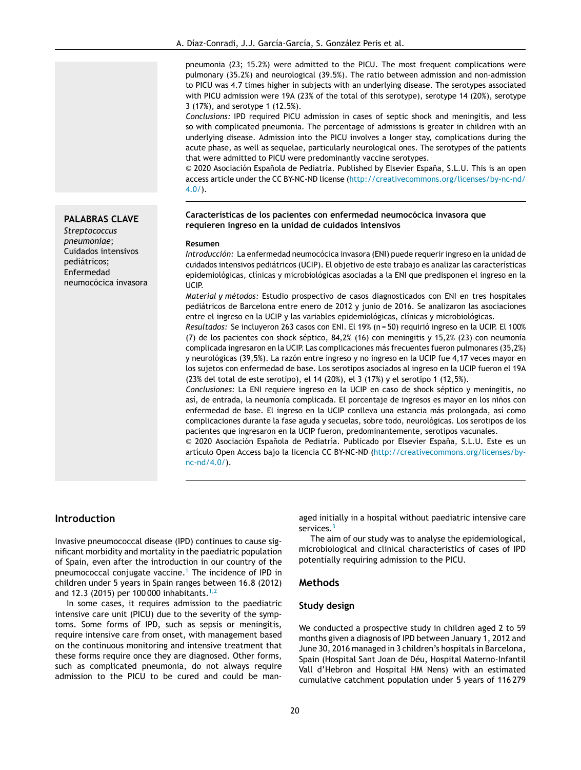pneumonia (23; 15.2%) were admitted to the PICU. The most frequent complications were pulmonary (35.2%) and neurological (39.5%). The ratio between admission and non-admission to PICU was 4.7 times higher in subjects with an underlying disease. The serotypes associated with PICU admission were 19A (23% of the total of this serotype), serotype 14 (20%), serotype 3 (17%), and serotype 1 (12.5%).

*Conclusions:* IPD required PICU admission in cases of septic shock and meningitis, and less so with complicated pneumonia. The percentage of admissions is greater in children with an underlying disease. Admission into the PICU involves a longer stay, complications during the acute phase, as well as sequelae, particularly neurological ones. The serotypes of the patients that were admitted to PICU were predominantly vaccine serotypes.

© 2020 Asociación Española de Pediatría. Published by Elsevier España, S.L.U. This is an open access article under the CC BY-NC-ND license (http://creativecommons.org/licenses/by-nc-nd/4.0/).

**PALABRAS CLAVE**
*Streptococcus pneumoniae*;
Cuidados intensivos pediátricos;
Enfermedad neumocócica invasora

**Características de los pacientes con enfermedad neumocócica invasora que requieren ingreso en la unidad de cuidados intensivos**

**Resumen**

*Introducción:* La enfermedad neumocócica invasora (ENI) puede requerir ingreso en la unidad de cuidados intensivos pediátricos (UCIP). El objetivo de este trabajo es analizar las características epidemiológicas, clínicas y microbiológicas asociadas a la ENI que predisponen el ingreso en la UCIP.

*Material y métodos:* Estudio prospectivo de casos diagnosticados con ENI en tres hospitales pediátricos de Barcelona entre enero de 2012 y junio de 2016. Se analizaron las asociaciones entre el ingreso en la UCIP y las variables epidemiológicas, clínicas y microbiológicas.

*Resultados:* Se incluyeron 263 casos con ENI. El 19% (n = 50) requirió ingreso en la UCIP. El 100% (7) de los pacientes con shock séptico, 84,2% (16) con meningitis y 15,2% (23) con neumonía complicada ingresaron en la UCIP. Las complicaciones más frecuentes fueron pulmonares (35,2%) y neurológicas (39,5%). La razón entre ingreso y no ingreso en la UCIP fue 4,17 veces mayor en los sujetos con enfermedad de base. Los serotipos asociados al ingreso en la UCIP fueron el 19A (23% del total de este serotipo), el 14 (20%), el 3 (17%) y el serotipo 1 (12,5%).

*Conclusiones:* La ENI requiere ingreso en la UCIP en caso de shock séptico y meningitis, no así, de entrada, la neumonía complicada. El porcentaje de ingresos es mayor en los niños con enfermedad de base. El ingreso en la UCIP conlleva una estancia más prolongada, así como complicaciones durante la fase aguda y secuelas, sobre todo, neurológicas. Los serotipos de los pacientes que ingresaron en la UCIP fueron, predominantemente, serotipos vacunales.

© 2020 Asociación Española de Pediatría. Publicado por Elsevier España, S.L.U. Este es un artículo Open Access bajo la licencia CC BY-NC-ND (http://creativecommons.org/licenses/by-nc-nd/4.0/).

## Introduction

Invasive pneumococcal disease (IPD) continues to cause significant morbidity and mortality in the paediatric population of Spain, even after the introduction in our country of the pneumococcal conjugate vaccine.[1] The incidence of IPD in children under 5 years in Spain ranges between 16.8 (2012) and 12.3 (2015) per 100 000 inhabitants.[1,2]

In some cases, it requires admission to the paediatric intensive care unit (PICU) due to the severity of the symptoms. Some forms of IPD, such as sepsis or meningitis, require intensive care from onset, with management based on the continuous monitoring and intensive treatment that these forms require once they are diagnosed. Other forms, such as complicated pneumonia, do not always require admission to the PICU to be cured and could be managed initially in a hospital without paediatric intensive care services.[3]

The aim of our study was to analyse the epidemiological, microbiological and clinical characteristics of cases of IPD potentially requiring admission to the PICU.

## Methods

### Study design

We conducted a prospective study in children aged 2 to 59 months given a diagnosis of IPD between January 1, 2012 and June 30, 2016 managed in 3 children's hospitals in Barcelona, Spain (Hospital Sant Joan de Déu, Hospital Materno-Infantil Vall d'Hebron and Hospital HM Nens) with an estimated cumulative catchment population under 5 years of 116 279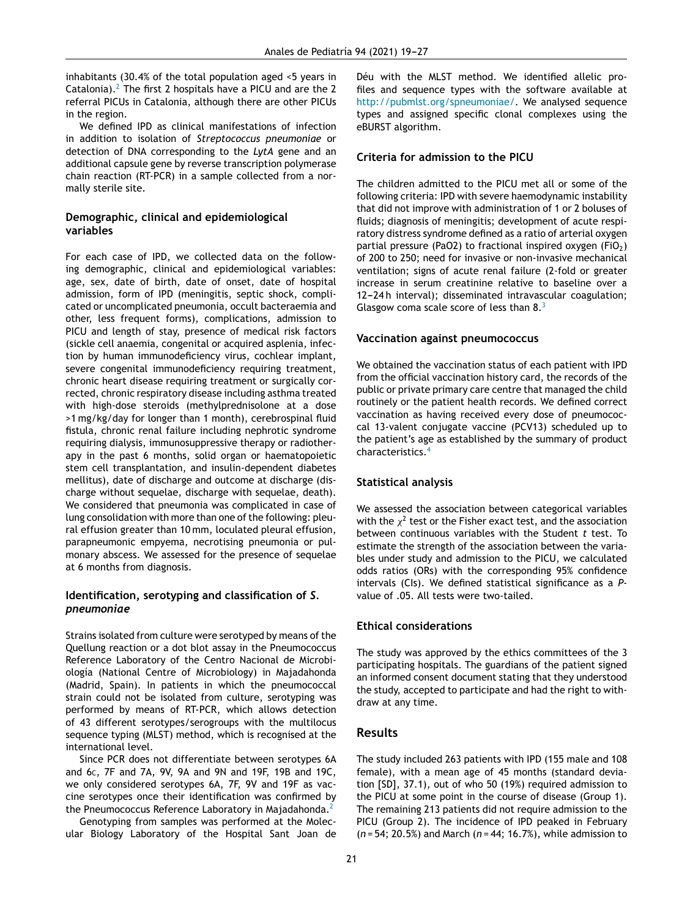inhabitants (30.4% of the total population aged <5 years in Catalonia).[2] The first 2 hospitals have a PICU and are the 2 referral PICUs in Catalonia, although there are other PICUs in the region.

We defined IPD as clinical manifestations of infection in addition to isolation of *Streptococcus pneumoniae* or detection of DNA corresponding to the *LytA* gene and an additional capsule gene by reverse transcription polymerase chain reaction (RT-PCR) in a sample collected from a normally sterile site.

### Demographic, clinical and epidemiological variables

For each case of IPD, we collected data on the following demographic, clinical and epidemiological variables: age, sex, date of birth, date of onset, date of hospital admission, form of IPD (meningitis, septic shock, complicated or uncomplicated pneumonia, occult bacteraemia and other, less frequent forms), complications, admission to PICU and length of stay, presence of medical risk factors (sickle cell anaemia, congenital or acquired asplenia, infection by human immunodeficiency virus, cochlear implant, severe congenital immunodeficiency requiring treatment, chronic heart disease requiring treatment or surgically corrected, chronic respiratory disease including asthma treated with high-dose steroids (methylprednisolone at a dose >1 mg/kg/day for longer than 1 month), cerebrospinal fluid fistula, chronic renal failure including nephrotic syndrome requiring dialysis, immunosuppressive therapy or radiotherapy in the past 6 months, solid organ or haematopoietic stem cell transplantation, and insulin-dependent diabetes mellitus), date of discharge and outcome at discharge (discharge without sequelae, discharge with sequelae, death). We considered that pneumonia was complicated in case of lung consolidation with more than one of the following: pleural effusion greater than 10 mm, loculated pleural effusion, parapneumonic empyema, necrotising pneumonia or pulmonary abscess. We assessed for the presence of sequelae at 6 months from diagnosis.

### Identification, serotyping and classification of *S. pneumoniae*

Strains isolated from culture were serotyped by means of the Quellung reaction or a dot blot assay in the Pneumococcus Reference Laboratory of the Centro Nacional de Microbiología (National Centre of Microbiology) in Majadahonda (Madrid, Spain). In patients in which the pneumococcal strain could not be isolated from culture, serotyping was performed by means of RT-PCR, which allows detection of 43 different serotypes/serogroups with the multilocus sequence typing (MLST) method, which is recognised at the international level.

Since PCR does not differentiate between serotypes 6A and 6c, 7F and 7A, 9V, 9A and 9N and 19F, 19B and 19C, we only considered serotypes 6A, 7F, 9V and 19F as vaccine serotypes once their identification was confirmed by the Pneumococcus Reference Laboratory in Majadahonda.[2]

Genotyping from samples was performed at the Molecular Biology Laboratory of the Hospital Sant Joan de Déu with the MLST method. We identified allelic profiles and sequence types with the software available at http://pubmlst.org/spneumoniae/. We analysed sequence types and assigned specific clonal complexes using the eBURST algorithm.

### Criteria for admission to the PICU

The children admitted to the PICU met all or some of the following criteria: IPD with severe haemodynamic instability that did not improve with administration of 1 or 2 boluses of fluids; diagnosis of meningitis; development of acute respiratory distress syndrome defined as a ratio of arterial oxygen partial pressure (PaO2) to fractional inspired oxygen ($FiO_2$) of 200 to 250; need for invasive or non-invasive mechanical ventilation; signs of acute renal failure (2-fold or greater increase in serum creatinine relative to baseline over a 12–24 h interval); disseminated intravascular coagulation; Glasgow coma scale score of less than 8.[3]

### Vaccination against pneumococcus

We obtained the vaccination status of each patient with IPD from the official vaccination history card, the records of the public or private primary care centre that managed the child routinely or the patient health records. We defined correct vaccination as having received every dose of pneumococcal 13-valent conjugate vaccine (PCV13) scheduled up to the patient's age as established by the summary of product characteristics.[4]

### Statistical analysis

We assessed the association between categorical variables with the $\chi^2$ test or the Fisher exact test, and the association between continuous variables with the Student *t* test. To estimate the strength of the association between the variables under study and admission to the PICU, we calculated odds ratios (ORs) with the corresponding 95% confidence intervals (CIs). We defined statistical significance as a *P*-value of .05. All tests were two-tailed.

### Ethical considerations

The study was approved by the ethics committees of the 3 participating hospitals. The guardians of the patient signed an informed consent document stating that they understood the study, accepted to participate and had the right to withdraw at any time.

## Results

The study included 263 patients with IPD (155 male and 108 female), with a mean age of 45 months (standard deviation [SD], 37.1), out of who 50 (19%) required admission to the PICU at some point in the course of disease (Group 1). The remaining 213 patients did not require admission to the PICU (Group 2). The incidence of IPD peaked in February ($n = 54$; 20.5%) and March ($n = 44$; 16.7%), while admission to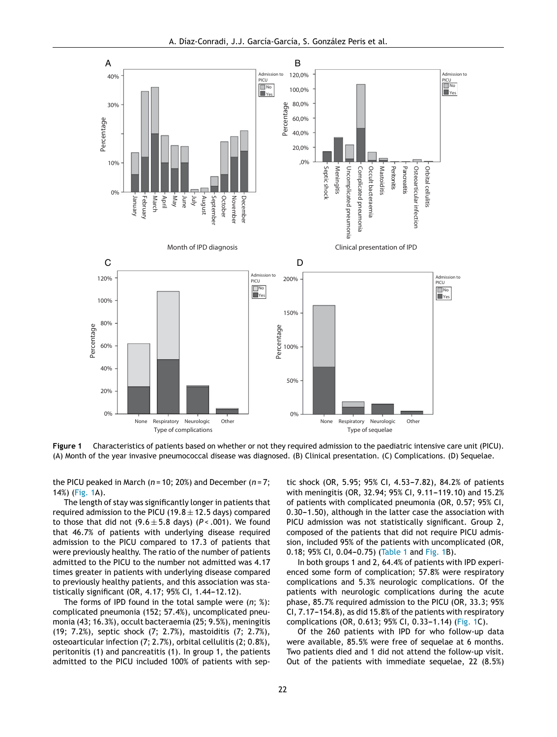Figure 1 Characteristics of patients based on whether or not they required admission to the paediatric intensive care unit (PICU). (A) Month of the year invasive pneumococcal disease was diagnosed. (B) Clinical presentation. (C) Complications. (D) Sequelae.

the PICU peaked in March ($n = 10$; 20%) and December ($n = 7$; 14%) (Fig. 1A).

The length of stay was significantly longer in patients that required admission to the PICU (19.8 ± 12.5 days) compared to those that did not (9.6 ± 5.8 days) ($P < .001$). We found that 46.7% of patients with underlying disease required admission to the PICU compared to 17.3 of patients that were previously healthy. The ratio of the number of patients admitted to the PICU to the number not admitted was 4.17 times greater in patients with underlying disease compared to previously healthy patients, and this association was statistically significant (OR, 4.17; 95% CI, 1.44–12.12).

The forms of IPD found in the total sample were ($n$; %): complicated pneumonia (152; 57.4%), uncomplicated pneumonia (43; 16.3%), occult bacteraemia (25; 9.5%), meningitis (19; 7.2%), septic shock (7; 2.7%), mastoiditis (7; 2.7%), osteoarticular infection (7; 2.7%), orbital cellulitis (2; 0.8%), peritonitis (1) and pancreatitis (1). In group 1, the patients admitted to the PICU included 100% of patients with septic shock (OR, 5.95; 95% CI, 4.53–7.82), 84.2% of patients with meningitis (OR, 32.94; 95% CI, 9.11–119.10) and 15.2% of patients with complicated pneumonia (OR, 0.57; 95% CI, 0.30–1.50), although in the latter case the association with PICU admission was not statistically significant. Group 2, composed of the patients that did not require PICU admission, included 95% of the patients with uncomplicated (OR, 0.18; 95% CI, 0.04–0.75) (Table 1 and Fig. 1B).

In both groups 1 and 2, 64.4% of patients with IPD experienced some form of complication; 57.8% were respiratory complications and 5.3% neurologic complications. Of the patients with neurologic complications during the acute phase, 85.7% required admission to the PICU (OR, 33.3; 95% CI, 7.17–154.8), as did 15.8% of the patients with respiratory complications (OR, 0.613; 95% CI, 0.33–1.14) (Fig. 1C).

Of the 260 patients with IPD for who follow-up data were available, 85.5% were free of sequelae at 6 months. Two patients died and 1 did not attend the follow-up visit. Out of the patients with immediate sequelae, 22 (8.5%)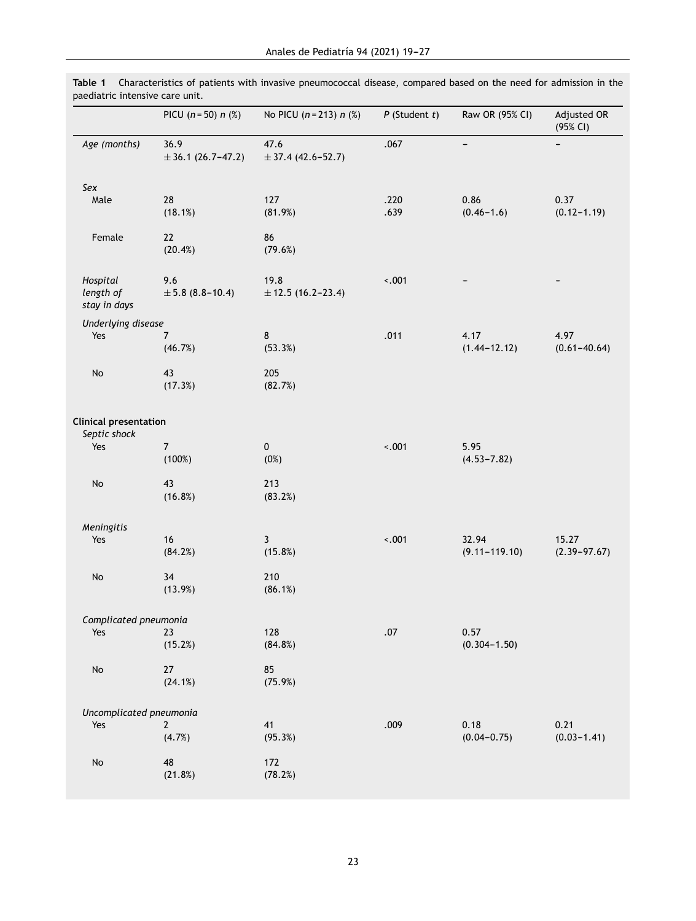**Table 1** Characteristics of patients with invasive pneumococcal disease, compared based on the need for admission in the paediatric intensive care unit.

| | PICU ($n = 50$) $n$ (%) | No PICU ($n = 213$) $n$ (%) | $P$ (Student $t$) | Raw OR (95% CI) | Adjusted OR (95% CI) |
|---|---|---|---|---|---|
| *Age (months)* | 36.9 ± 36.1 (26.7–47.2) | 47.6 ± 37.4 (42.6–52.7) | .067 | – | – |
| *Sex* | | | | | |
| Male | 28 (18.1%) | 127 (81.9%) | .220 .639 | 0.86 (0.46–1.6) | 0.37 (0.12–1.19) |
| Female | 22 (20.4%) | 86 (79.6%) | | | |
| *Hospital length of stay in days* | 9.6 ± 5.8 (8.8–10.4) | 19.8 ± 12.5 (16.2–23.4) | <.001 | – | – |
| *Underlying disease* | | | | | |
| Yes | 7 (46.7%) | 8 (53.3%) | .011 | 4.17 (1.44–12.12) | 4.97 (0.61–40.64) |
| No | 43 (17.3%) | 205 (82.7%) | | | |
| **Clinical presentation** | | | | | |
| *Septic shock* | | | | | |
| Yes | 7 (100%) | 0 (0%) | <.001 | 5.95 (4.53–7.82) | |
| No | 43 (16.8%) | 213 (83.2%) | | | |
| *Meningitis* | | | | | |
| Yes | 16 (84.2%) | 3 (15.8%) | <.001 | 32.94 (9.11–119.10) | 15.27 (2.39–97.67) |
| No | 34 (13.9%) | 210 (86.1%) | | | |
| *Complicated pneumonia* | | | | | |
| Yes | 23 (15.2%) | 128 (84.8%) | .07 | 0.57 (0.304–1.50) | |
| No | 27 (24.1%) | 85 (75.9%) | | | |
| *Uncomplicated pneumonia* | | | | | |
| Yes | 2 (4.7%) | 41 (95.3%) | .009 | 0.18 (0.04–0.75) | 0.21 (0.03–1.41) |
| No | 48 (21.8%) | 172 (78.2%) | | | |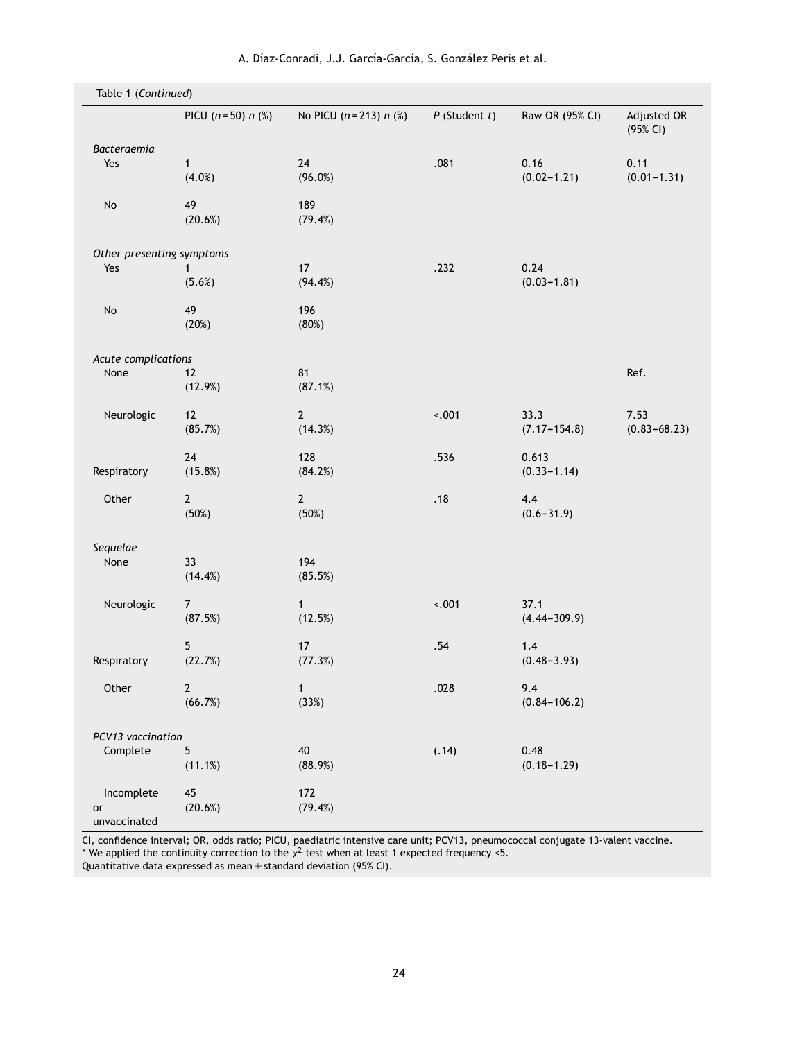Table 1 (*Continued*)

| | PICU (*n* = 50) *n* (%) | No PICU (*n* = 213) *n* (%) | *P* (Student *t*) | Raw OR (95% CI) | Adjusted OR (95% CI) |
|---|---|---|---|---|---|
| *Bacteraemia* | | | | | |
| Yes | 1 (4.0%) | 24 (96.0%) | .081 | 0.16 (0.02–1.21) | 0.11 (0.01–1.31) |
| No | 49 (20.6%) | 189 (79.4%) | | | |
| *Other presenting symptoms* | | | | | |
| Yes | 1 (5.6%) | 17 (94.4%) | .232 | 0.24 (0.03–1.81) | |
| No | 49 (20%) | 196 (80%) | | | |
| *Acute complications* | | | | | |
| None | 12 (12.9%) | 81 (87.1%) | | | Ref. |
| Neurologic | 12 (85.7%) | 2 (14.3%) | <.001 | 33.3 (7.17–154.8) | 7.53 (0.83–68.23) |
| Respiratory | 24 (15.8%) | 128 (84.2%) | .536 | 0.613 (0.33–1.14) | |
| Other | 2 (50%) | 2 (50%) | .18 | 4.4 (0.6–31.9) | |
| *Sequelae* | | | | | |
| None | 33 (14.4%) | 194 (85.5%) | | | |
| Neurologic | 7 (87.5%) | 1 (12.5%) | <.001 | 37.1 (4.44–309.9) | |
| Respiratory | 5 (22.7%) | 17 (77.3%) | .54 | 1.4 (0.48–3.93) | |
| Other | 2 (66.7%) | 1 (33%) | .028 | 9.4 (0.84–106.2) | |
| *PCV13 vaccination* | | | | | |
| Complete | 5 (11.1%) | 40 (88.9%) | (.14) | 0.48 (0.18–1.29) | |
| Incomplete or unvaccinated | 45 (20.6%) | 172 (79.4%) | | | |

CI, confidence interval; OR, odds ratio; PICU, paediatric intensive care unit; PCV13, pneumococcal conjugate 13-valent vaccine.
\* We applied the continuity correction to the $\chi^2$ test when at least 1 expected frequency <5.
Quantitative data expressed as mean ± standard deviation (95% CI).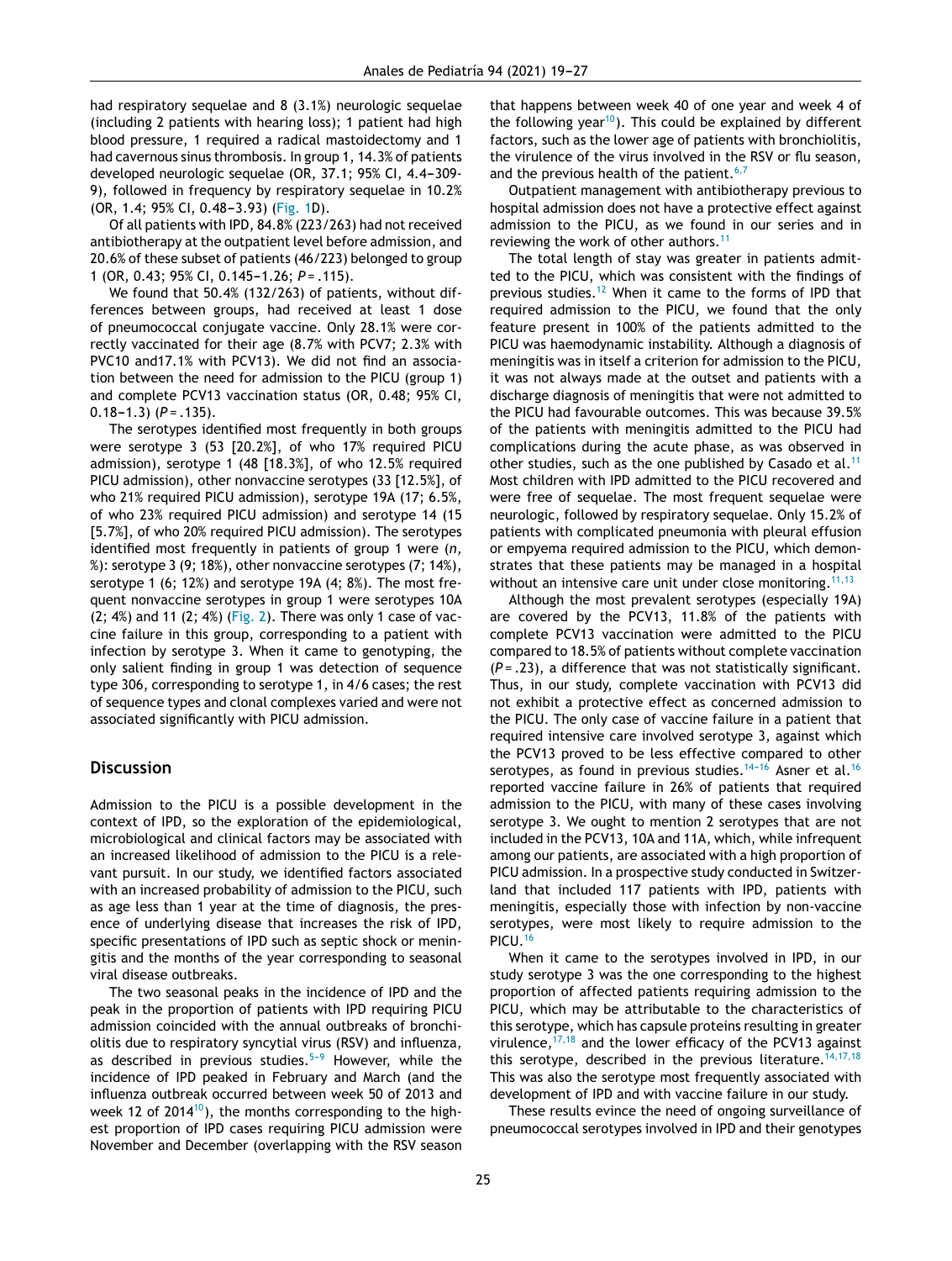had respiratory sequelae and 8 (3.1%) neurologic sequelae (including 2 patients with hearing loss); 1 patient had high blood pressure, 1 required a radical mastoidectomy and 1 had cavernous sinus thrombosis. In group 1, 14.3% of patients developed neurologic sequelae (OR, 37.1; 95% CI, 4.4–309-9), followed in frequency by respiratory sequelae in 10.2% (OR, 1.4; 95% CI, 0.48–3.93) (Fig. 1D).

Of all patients with IPD, 84.8% (223/263) had not received antibiotherapy at the outpatient level before admission, and 20.6% of these subset of patients (46/223) belonged to group 1 (OR, 0.43; 95% CI, 0.145–1.26; *P* = .115).

We found that 50.4% (132/263) of patients, without differences between groups, had received at least 1 dose of pneumococcal conjugate vaccine. Only 28.1% were correctly vaccinated for their age (8.7% with PCV7; 2.3% with PVC10 and17.1% with PCV13). We did not find an association between the need for admission to the PICU (group 1) and complete PCV13 vaccination status (OR, 0.48; 95% CI, 0.18–1.3) (*P* = .135).

The serotypes identified most frequently in both groups were serotype 3 (53 [20.2%], of who 17% required PICU admission), serotype 1 (48 [18.3%], of who 12.5% required PICU admission), other nonvaccine serotypes (33 [12.5%], of who 21% required PICU admission), serotype 19A (17; 6.5%, of who 23% required PICU admission) and serotype 14 (15 [5.7%], of who 20% required PICU admission). The serotypes identified most frequently in patients of group 1 were (*n*, %): serotype 3 (9; 18%), other nonvaccine serotypes (7; 14%), serotype 1 (6; 12%) and serotype 19A (4; 8%). The most frequent nonvaccine serotypes in group 1 were serotypes 10A (2; 4%) and 11 (2; 4%) (Fig. 2). There was only 1 case of vaccine failure in this group, corresponding to a patient with infection by serotype 3. When it came to genotyping, the only salient finding in group 1 was detection of sequence type 306, corresponding to serotype 1, in 4/6 cases; the rest of sequence types and clonal complexes varied and were not associated significantly with PICU admission.

## Discussion

Admission to the PICU is a possible development in the context of IPD, so the exploration of the epidemiological, microbiological and clinical factors may be associated with an increased likelihood of admission to the PICU is a relevant pursuit. In our study, we identified factors associated with an increased probability of admission to the PICU, such as age less than 1 year at the time of diagnosis, the presence of underlying disease that increases the risk of IPD, specific presentations of IPD such as septic shock or meningitis and the months of the year corresponding to seasonal viral disease outbreaks.

The two seasonal peaks in the incidence of IPD and the peak in the proportion of patients with IPD requiring PICU admission coincided with the annual outbreaks of bronchiolitis due to respiratory syncytial virus (RSV) and influenza, as described in previous studies.[5–9] However, while the incidence of IPD peaked in February and March (and the influenza outbreak occurred between week 50 of 2013 and week 12 of 2014[10]), the months corresponding to the highest proportion of IPD cases requiring PICU admission were November and December (overlapping with the RSV season that happens between week 40 of one year and week 4 of the following year[10]). This could be explained by different factors, such as the lower age of patients with bronchiolitis, the virulence of the virus involved in the RSV or flu season, and the previous health of the patient.[6,7]

Outpatient management with antibiotherapy previous to hospital admission does not have a protective effect against admission to the PICU, as we found in our series and in reviewing the work of other authors.[11]

The total length of stay was greater in patients admitted to the PICU, which was consistent with the findings of previous studies.[12] When it came to the forms of IPD that required admission to the PICU, we found that the only feature present in 100% of the patients admitted to the PICU was haemodynamic instability. Although a diagnosis of meningitis was in itself a criterion for admission to the PICU, it was not always made at the outset and patients with a discharge diagnosis of meningitis that were not admitted to the PICU had favourable outcomes. This was because 39.5% of the patients with meningitis admitted to the PICU had complications during the acute phase, as was observed in other studies, such as the one published by Casado et al.[11] Most children with IPD admitted to the PICU recovered and were free of sequelae. The most frequent sequelae were neurologic, followed by respiratory sequelae. Only 15.2% of patients with complicated pneumonia with pleural effusion or empyema required admission to the PICU, which demonstrates that these patients may be managed in a hospital without an intensive care unit under close monitoring.[11,13]

Although the most prevalent serotypes (especially 19A) are covered by the PCV13, 11.8% of the patients with complete PCV13 vaccination were admitted to the PICU compared to 18.5% of patients without complete vaccination (*P* = .23), a difference that was not statistically significant. Thus, in our study, complete vaccination with PCV13 did not exhibit a protective effect as concerned admission to the PICU. The only case of vaccine failure in a patient that required intensive care involved serotype 3, against which the PCV13 proved to be less effective compared to other serotypes, as found in previous studies.[14–16] Asner et al.[16] reported vaccine failure in 26% of patients that required admission to the PICU, with many of these cases involving serotype 3. We ought to mention 2 serotypes that are not included in the PCV13, 10A and 11A, which, while infrequent among our patients, are associated with a high proportion of PICU admission. In a prospective study conducted in Switzerland that included 117 patients with IPD, patients with meningitis, especially those with infection by non-vaccine serotypes, were most likely to require admission to the PICU.[16]

When it came to the serotypes involved in IPD, in our study serotype 3 was the one corresponding to the highest proportion of affected patients requiring admission to the PICU, which may be attributable to the characteristics of this serotype, which has capsule proteins resulting in greater virulence,[17,18] and the lower efficacy of the PCV13 against this serotype, described in the previous literature.[14,17,18] This was also the serotype most frequently associated with development of IPD and with vaccine failure in our study.

These results evince the need of ongoing surveillance of pneumococcal serotypes involved in IPD and their genotypes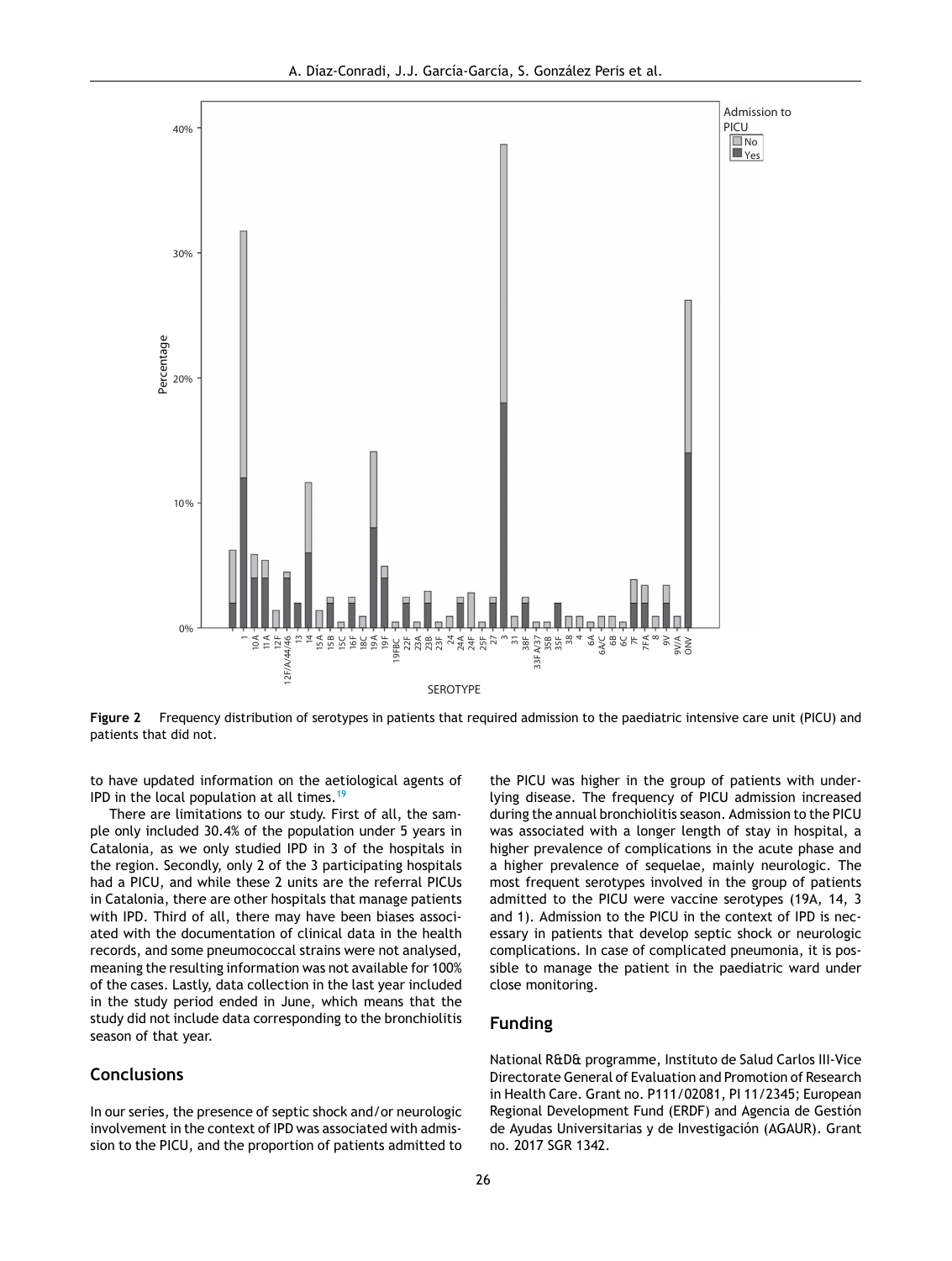Figure 2 Frequency distribution of serotypes in patients that required admission to the paediatric intensive care unit (PICU) and patients that did not.

to have updated information on the aetiological agents of IPD in the local population at all times.[19]

There are limitations to our study. First of all, the sample only included 30.4% of the population under 5 years in Catalonia, as we only studied IPD in 3 of the hospitals in the region. Secondly, only 2 of the 3 participating hospitals had a PICU, and while these 2 units are the referral PICUs in Catalonia, there are other hospitals that manage patients with IPD. Third of all, there may have been biases associated with the documentation of clinical data in the health records, and some pneumococcal strains were not analysed, meaning the resulting information was not available for 100% of the cases. Lastly, data collection in the last year included in the study period ended in June, which means that the study did not include data corresponding to the bronchiolitis season of that year.

## Conclusions

In our series, the presence of septic shock and/or neurologic involvement in the context of IPD was associated with admission to the PICU, and the proportion of patients admitted to the PICU was higher in the group of patients with underlying disease. The frequency of PICU admission increased during the annual bronchiolitis season. Admission to the PICU was associated with a longer length of stay in hospital, a higher prevalence of complications in the acute phase and a higher prevalence of sequelae, mainly neurologic. The most frequent serotypes involved in the group of patients admitted to the PICU were vaccine serotypes (19A, 14, 3 and 1). Admission to the PICU in the context of IPD is necessary in patients that develop septic shock or neurologic complications. In case of complicated pneumonia, it is possible to manage the patient in the paediatric ward under close monitoring.

## Funding

National R&D& programme, Instituto de Salud Carlos III-Vice Directorate General of Evaluation and Promotion of Research in Health Care. Grant no. P111/02081, PI 11/2345; European Regional Development Fund (ERDF) and Agencia de Gestión de Ayudas Universitarias y de Investigación (AGAUR). Grant no. 2017 SGR 1342.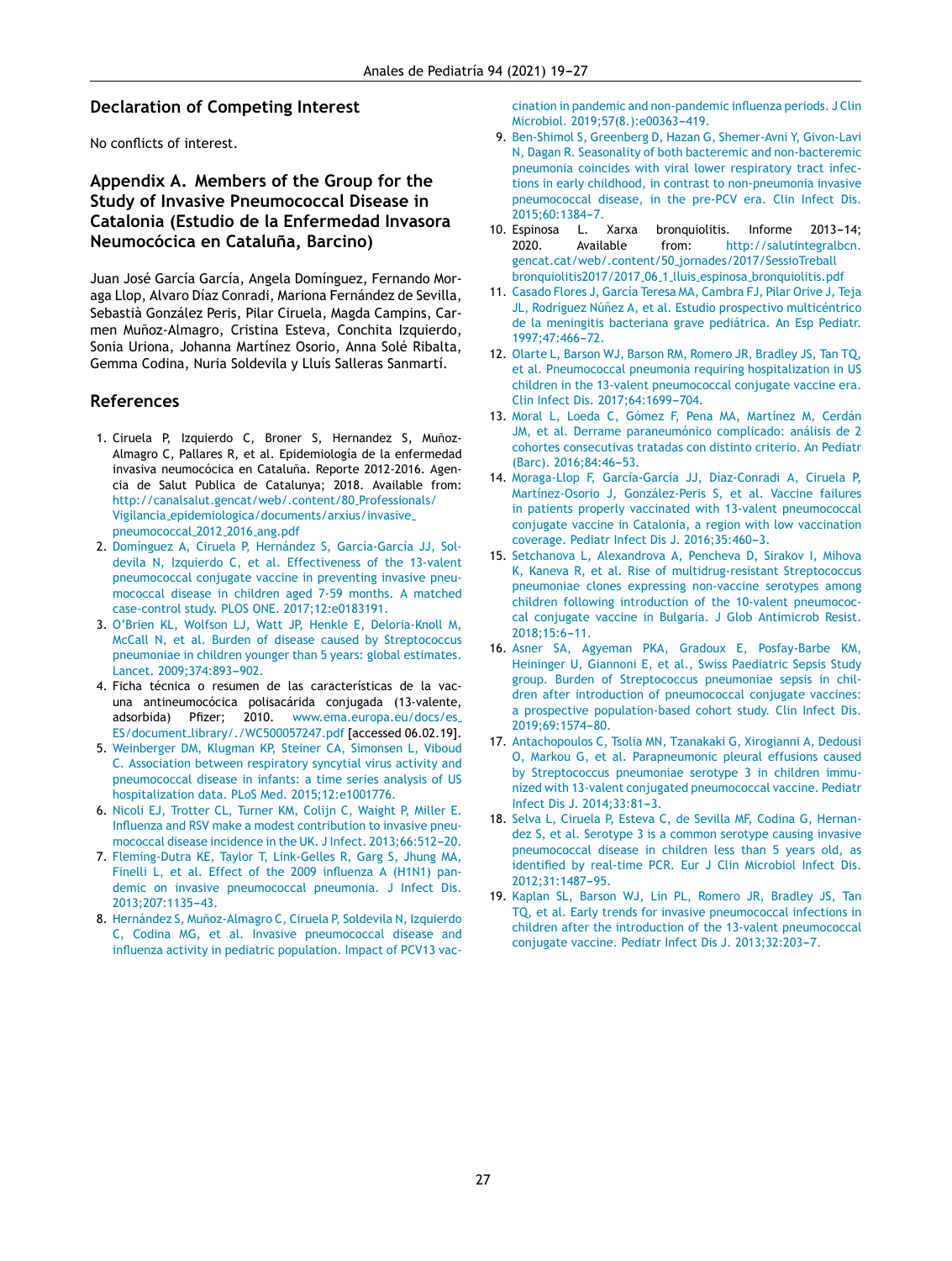## Declaration of Competing Interest

No conflicts of interest.

## Appendix A. Members of the Group for the Study of Invasive Pneumococcal Disease in Catalonia (Estudio de la Enfermedad Invasora Neumocócica en Cataluña, Barcino)

Juan José García García, Angela Domínguez, Fernando Moraga Llop, Alvaro Díaz Conradi, Mariona Fernández de Sevilla, Sebastià González Peris, Pilar Ciruela, Magda Campins, Carmen Muñoz-Almagro, Cristina Esteva, Conchita Izquierdo, Sonia Uriona, Johanna Martínez Osorio, Anna Solé Ribalta, Gemma Codina, Nuria Soldevila y Lluís Salleras Sanmartí.

## References

1. Ciruela P, Izquierdo C, Broner S, Hernandez S, Muñoz-Almagro C, Pallares R, et al. Epidemiología de la enfermedad invasiva neumocócica en Cataluña. Reporte 2012-2016. Agencia de Salut Publica de Catalunya; 2018. Available from: http://canalsalut.gencat/web/.content/80_Professionals/Vigilancia_epidemiologica/documents/arxius/invasive_pneumococcal_2012_2016_ang.pdf
2. Domínguez A, Ciruela P, Hernández S, García-García JJ, Soldevila N, Izquierdo C, et al. Effectiveness of the 13-valent pneumococcal conjugate vaccine in preventing invasive pneumococcal disease in children aged 7-59 months. A matched case-control study. PLOS ONE. 2017;12:e0183191.
3. O'Brien KL, Wolfson LJ, Watt JP, Henkle E, Deloria-Knoll M, McCall N, et al. Burden of disease caused by Streptococcus pneumoniae in children younger than 5 years: global estimates. Lancet. 2009;374:893–902.
4. Ficha técnica o resumen de las características de la vacuna antineumocócica polisacárida conjugada (13-valente, adsorbida) Pfizer; 2010. www.ema.europa.eu/docs/es_ES/document_library/./WC500057247.pdf [accessed 06.02.19].
5. Weinberger DM, Klugman KP, Steiner CA, Simonsen L, Viboud C. Association between respiratory syncytial virus activity and pneumococcal disease in infants: a time series analysis of US hospitalization data. PLoS Med. 2015;12:e1001776.
6. Nicoli EJ, Trotter CL, Turner KM, Colijn C, Waight P, Miller E. Influenza and RSV make a modest contribution to invasive pneumococcal disease incidence in the UK. J Infect. 2013;66:512–20.
7. Fleming-Dutra KE, Taylor T, Link-Gelles R, Garg S, Jhung MA, Finelli L, et al. Effect of the 2009 influenza A (H1N1) pandemic on invasive pneumococcal pneumonia. J Infect Dis. 2013;207:1135–43.
8. Hernández S, Muñoz-Almagro C, Ciruela P, Soldevila N, Izquierdo C, Codina MG, et al. Invasive pneumococcal disease and influenza activity in pediatric population. Impact of PCV13 vaccination in pandemic and non-pandemic influenza periods. J Clin Microbiol. 2019;57(8.):e00363–419.
9. Ben-Shimol S, Greenberg D, Hazan G, Shemer-Avni Y, Givon-Lavi N, Dagan R. Seasonality of both bacteremic and non-bacteremic pneumonia coincides with viral lower respiratory tract infections in early childhood, in contrast to non-pneumonia invasive pneumococcal disease, in the pre-PCV era. Clin Infect Dis. 2015;60:1384–7.
10. Espinosa L. Xarxa bronquiolitis. Informe 2013–14; 2020. Available from: http://salutintegralbcn.gencat.cat/web/.content/50_jornades/2017/SessioTreball bronquiolitis2017/2017_06_1_lluis_espinosa_bronquiolitis.pdf
11. Casado Flores J, García Teresa MA, Cambra FJ, Pilar Orive J, Teja JL, Rodríguez Núñez A, et al. Estudio prospectivo multicéntrico de la meningitis bacteriana grave pediátrica. An Esp Pediatr. 1997;47:466–72.
12. Olarte L, Barson WJ, Barson RM, Romero JR, Bradley JS, Tan TQ, et al. Pneumococcal pneumonia requiring hospitalization in US children in the 13-valent pneumococcal conjugate vaccine era. Clin Infect Dis. 2017;64:1699–704.
13. Moral L, Loeda C, Gómez F, Pena MA, Martínez M, Cerdán JM, et al. Derrame paraneumónico complicado: análisis de 2 cohortes consecutivas tratadas con distinto criterio. An Pediatr (Barc). 2016;84:46–53.
14. Moraga-Llop F, García-García JJ, Díaz-Conradi A, Ciruela P, Martínez-Osorio J, González-Peris S, et al. Vaccine failures in patients properly vaccinated with 13-valent pneumococcal conjugate vaccine in Catalonia, a region with low vaccination coverage. Pediatr Infect Dis J. 2016;35:460–3.
15. Setchanova L, Alexandrova A, Pencheva D, Sirakov I, Mihova K, Kaneva R, et al. Rise of multidrug-resistant Streptococcus pneumoniae clones expressing non-vaccine serotypes among children following introduction of the 10-valent pneumococcal conjugate vaccine in Bulgaria. J Glob Antimicrob Resist. 2018;15:6–11.
16. Asner SA, Agyeman PKA, Gradoux E, Posfay-Barbe KM, Heininger U, Giannoni E, et al., Swiss Paediatric Sepsis Study group. Burden of Streptococcus pneumoniae sepsis in children after introduction of pneumococcal conjugate vaccines: a prospective population-based cohort study. Clin Infect Dis. 2019;69:1574–80.
17. Antachopoulos C, Tsolia MN, Tzanakaki G, Xirogianni A, Dedousi O, Markou G, et al. Parapneumonic pleural effusions caused by Streptococcus pneumoniae serotype 3 in children immunized with 13-valent conjugated pneumococcal vaccine. Pediatr Infect Dis J. 2014;33:81–3.
18. Selva L, Ciruela P, Esteva C, de Sevilla MF, Codina G, Hernandez S, et al. Serotype 3 is a common serotype causing invasive pneumococcal disease in children less than 5 years old, as identified by real-time PCR. Eur J Clin Microbiol Infect Dis. 2012;31:1487–95.
19. Kaplan SL, Barson WJ, Lin PL, Romero JR, Bradley JS, Tan TQ, et al. Early trends for invasive pneumococcal infections in children after the introduction of the 13-valent pneumococcal conjugate vaccine. Pediatr Infect Dis J. 2013;32:203–7.